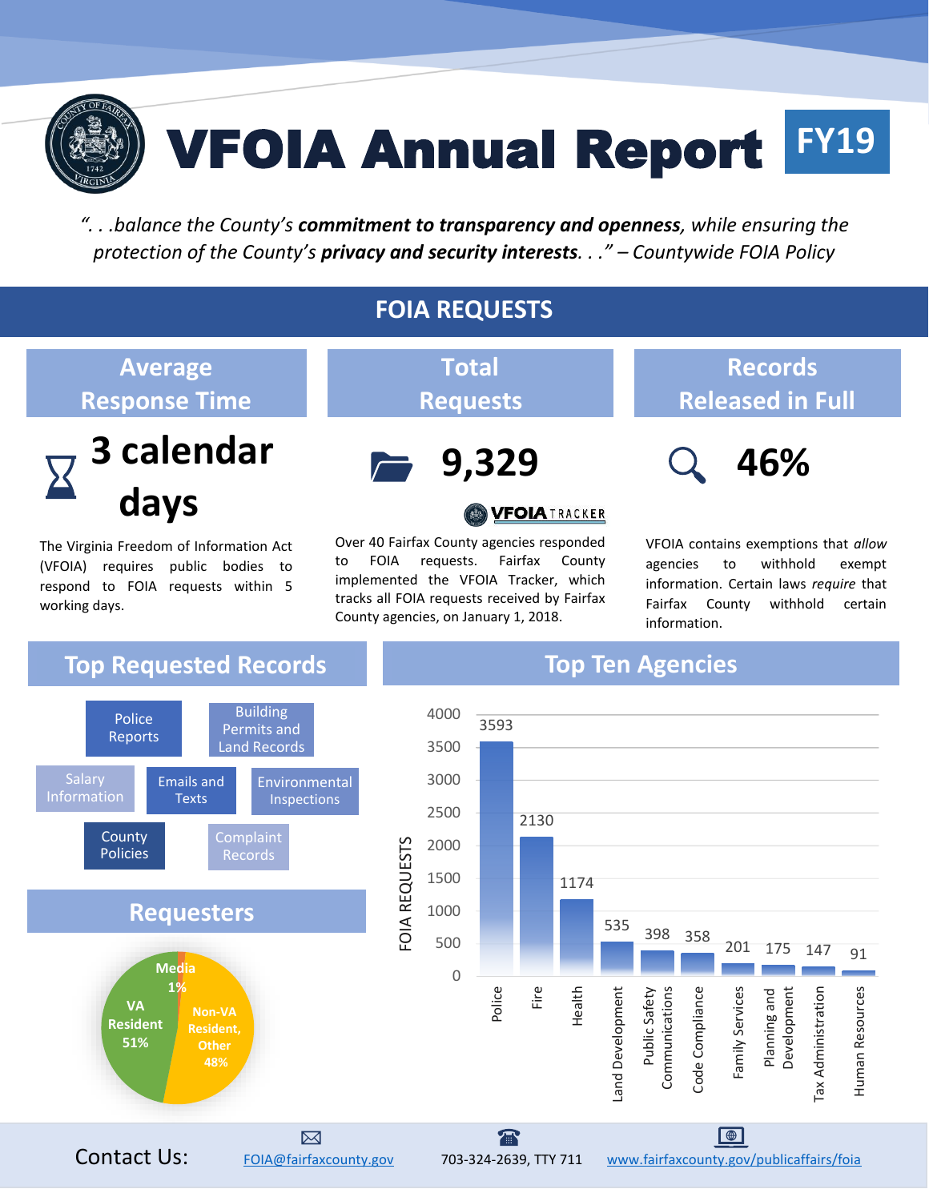# VFOIA Annual Report FY19

*"...balance the County's **commitment to transparency and openness**, while ensuring the protection of the County's **privacy and security interests**..." – Countywide FOIA Policy*

## FOIA REQUESTS

### Average Response Time

**3 calendar days**

The Virginia Freedom of Information Act (VFOIA) requires public bodies to respond to FOIA requests within 5 working days.

### Total Requests

**9,329**

VFOIA TRACKER

Over 40 Fairfax County agencies responded to FOIA requests. Fairfax County implemented the VFOIA Tracker, which tracks all FOIA requests received by Fairfax County agencies, on January 1, 2018.

### Records Released in Full

**46%**

VFOIA contains exemptions that *allow* agencies to withhold exempt information. Certain laws *require* that Fairfax County withhold certain information.

## Top Requested Records

- Police Reports
- Building Permits and Land Records
- Salary Information
- Emails and Texts
- Environmental Inspections
- County Policies
- Complaint Records

## Requesters

| Requester | Share |
|---|---|
| VA Resident | 51% |
| Non-VA Resident, Other | 48% |
| Media | 1% |

## Top Ten Agencies

| Agency | FOIA Requests |
|---|---|
| Police | 3593 |
| Fire | 2130 |
| Health | 1174 |
| Land Development | 535 |
| Public Safety Communications | 398 |
| Code Compliance | 358 |
| Family Services | 201 |
| Planning and Development | 175 |
| Tax Administration | 147 |
| Human Resources | 91 |

Contact Us: FOIA@fairfaxcounty.gov | 703-324-2639, TTY 711 | www.fairfaxcounty.gov/publicaffairs/foia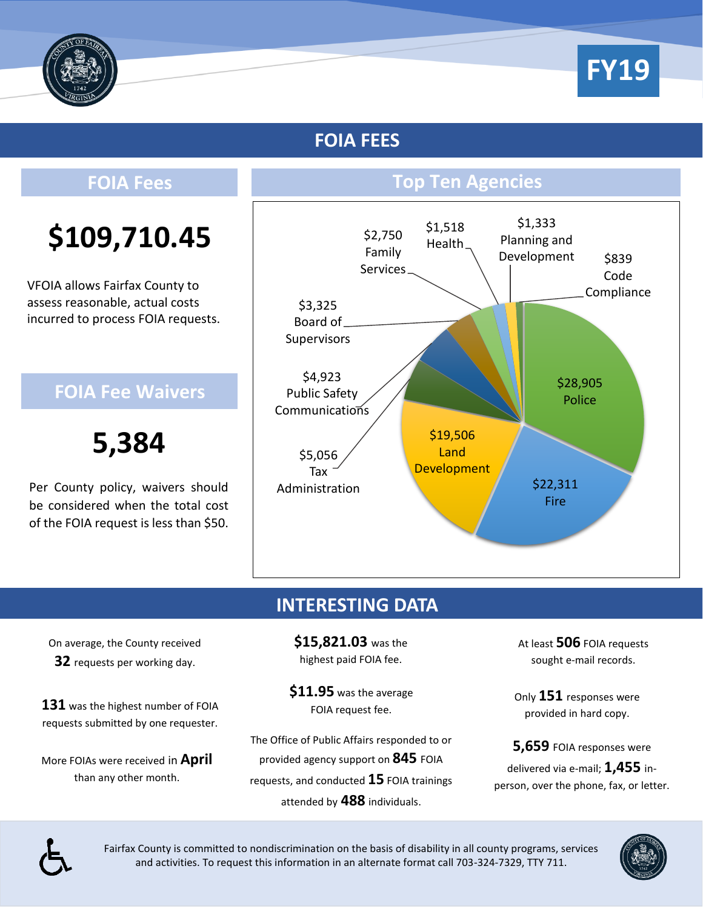FY19

# FOIA FEES

## FOIA Fees

**$109,710.45**

VFOIA allows Fairfax County to assess reasonable, actual costs incurred to process FOIA requests.

## FOIA Fee Waivers

**5,384**

Per County policy, waivers should be considered when the total cost of the FOIA request is less than $50.

## Top Ten Agencies

$28,905 Police

$22,311 Fire

$19,506 Land Development

$5,056 Tax Administration

$4,923 Public Safety Communications

$3,325 Board of Supervisors

$2,750 Family Services

$1,518 Health

$1,333 Planning and Development

$839 Code Compliance

# INTERESTING DATA

On average, the County received **32** requests per working day.

**131** was the highest number of FOIA requests submitted by one requester.

More FOIAs were received in **April** than any other month.

**$15,821.03** was the highest paid FOIA fee.

**$11.95** was the average FOIA request fee.

The Office of Public Affairs responded to or provided agency support on **845** FOIA requests, and conducted **15** FOIA trainings attended by **488** individuals.

At least **506** FOIA requests sought e-mail records.

Only **151** responses were provided in hard copy.

**5,659** FOIA responses were delivered via e-mail; **1,455** in-person, over the phone, fax, or letter.

Fairfax County is committed to nondiscrimination on the basis of disability in all county programs, services and activities. To request this information in an alternate format call 703-324-7329, TTY 711.